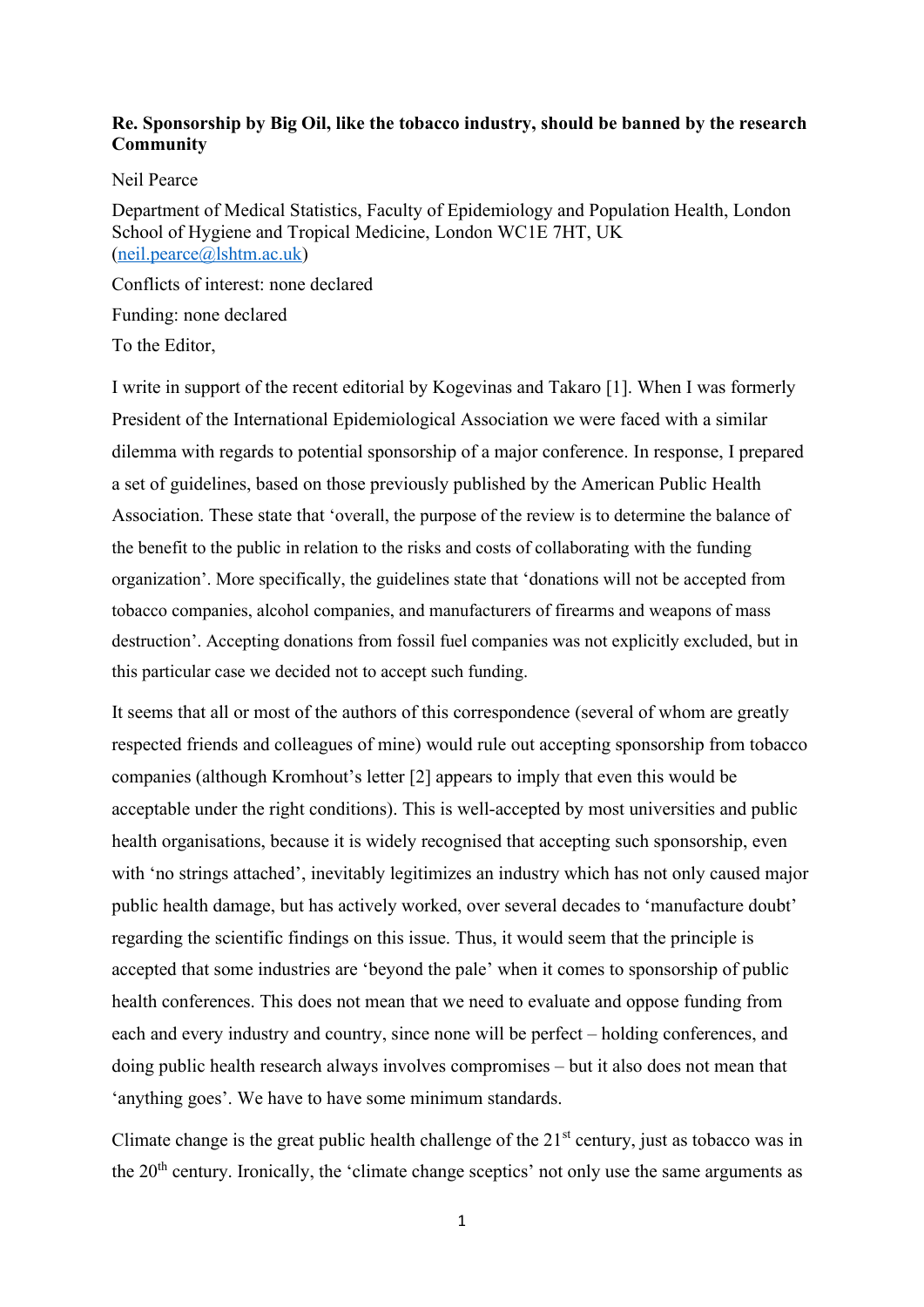**Re. Sponsorship by Big Oil, like the tobacco industry, should be banned by the research Community**

Neil Pearce

Department of Medical Statistics, Faculty of Epidemiology and Population Health, London School of Hygiene and Tropical Medicine, London WC1E 7HT, UK (neil.pearce@lshtm.ac.uk)

Conflicts of interest: none declared

Funding: none declared

To the Editor,

I write in support of the recent editorial by Kogevinas and Takaro [1]. When I was formerly President of the International Epidemiological Association we were faced with a similar dilemma with regards to potential sponsorship of a major conference. In response, I prepared a set of guidelines, based on those previously published by the American Public Health Association. These state that 'overall, the purpose of the review is to determine the balance of the benefit to the public in relation to the risks and costs of collaborating with the funding organization'. More specifically, the guidelines state that 'donations will not be accepted from tobacco companies, alcohol companies, and manufacturers of firearms and weapons of mass destruction'. Accepting donations from fossil fuel companies was not explicitly excluded, but in this particular case we decided not to accept such funding.

It seems that all or most of the authors of this correspondence (several of whom are greatly respected friends and colleagues of mine) would rule out accepting sponsorship from tobacco companies (although Kromhout's letter [2] appears to imply that even this would be acceptable under the right conditions). This is well-accepted by most universities and public health organisations, because it is widely recognised that accepting such sponsorship, even with 'no strings attached', inevitably legitimizes an industry which has not only caused major public health damage, but has actively worked, over several decades to 'manufacture doubt' regarding the scientific findings on this issue. Thus, it would seem that the principle is accepted that some industries are 'beyond the pale' when it comes to sponsorship of public health conferences. This does not mean that we need to evaluate and oppose funding from each and every industry and country, since none will be perfect – holding conferences, and doing public health research always involves compromises – but it also does not mean that 'anything goes'. We have to have some minimum standards.

Climate change is the great public health challenge of the 21st century, just as tobacco was in the 20th century. Ironically, the 'climate change sceptics' not only use the same arguments as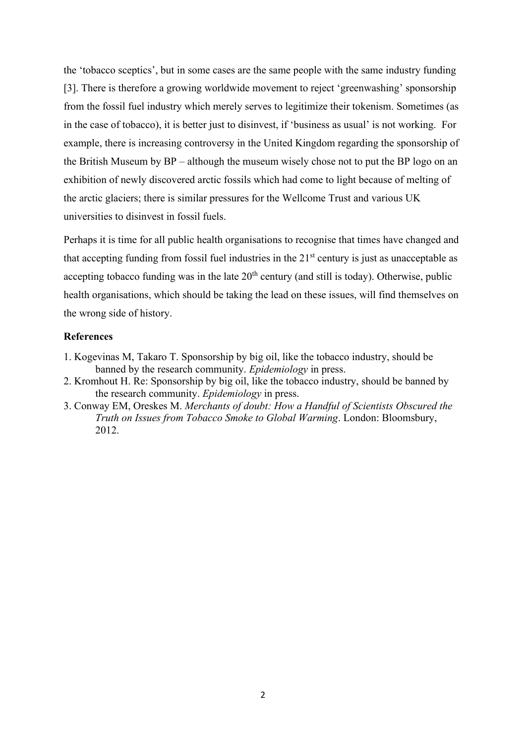the 'tobacco sceptics', but in some cases are the same people with the same industry funding [3]. There is therefore a growing worldwide movement to reject 'greenwashing' sponsorship from the fossil fuel industry which merely serves to legitimize their tokenism. Sometimes (as in the case of tobacco), it is better just to disinvest, if 'business as usual' is not working. For example, there is increasing controversy in the United Kingdom regarding the sponsorship of the British Museum by BP – although the museum wisely chose not to put the BP logo on an exhibition of newly discovered arctic fossils which had come to light because of melting of the arctic glaciers; there is similar pressures for the Wellcome Trust and various UK universities to disinvest in fossil fuels.

Perhaps it is time for all public health organisations to recognise that times have changed and that accepting funding from fossil fuel industries in the 21st century is just as unacceptable as accepting tobacco funding was in the late 20th century (and still is today). Otherwise, public health organisations, which should be taking the lead on these issues, will find themselves on the wrong side of history.

**References**

1. Kogevinas M, Takaro T. Sponsorship by big oil, like the tobacco industry, should be banned by the research community. *Epidemiology* in press.
2. Kromhout H. Re: Sponsorship by big oil, like the tobacco industry, should be banned by the research community. *Epidemiology* in press.
3. Conway EM, Oreskes M. *Merchants of doubt: How a Handful of Scientists Obscured the Truth on Issues from Tobacco Smoke to Global Warming*. London: Bloomsbury, 2012.